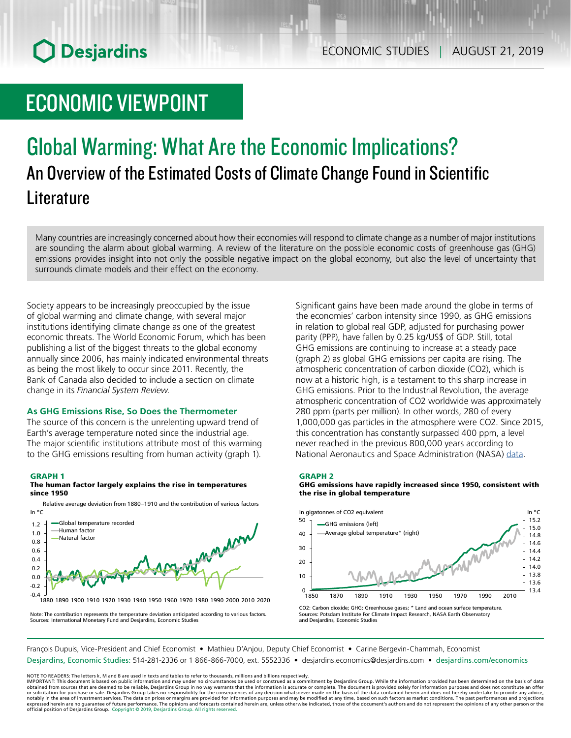# ECONOMIC VIEWPOINT

# Global Warming: What Are the Economic Implications?

## An Overview of the Estimated Costs of Climate Change Found in Scientific Literature

Many countries are increasingly concerned about how their economies will respond to climate change as a number of major institutions are sounding the alarm about global warming. A review of the literature on the possible economic costs of greenhouse gas (GHG) emissions provides insight into not only the possible negative impact on the global economy, but also the level of uncertainty that surrounds climate models and their effect on the economy.

Society appears to be increasingly preoccupied by the issue of global warming and climate change, with several major institutions identifying climate change as one of the greatest economic threats. The World Economic Forum, which has been publishing a list of the biggest threats to the global economy annually since 2006, has mainly indicated environmental threats as being the most likely to occur since 2011. Recently, the Bank of Canada also decided to include a section on climate change in its *Financial System Review*.

### As GHG Emissions Rise, So Does the Thermometer

The source of this concern is the unrelenting upward trend of Earth's average temperature noted since the industrial age. The major scientific institutions attribute most of this warming to the GHG emissions resulting from human activity (graph 1).

**GRAPH 1**
**The human factor largely explains the rise in temperatures since 1950**

Relative average deviation from 1880–1910 and the contribution of various factors

Note: The contribution represents the temperature deviation anticipated according to various factors.
Sources: International Monetary Fund and Desjardins, Economic Studies

Significant gains have been made around the globe in terms of the economies' carbon intensity since 1990, as GHG emissions in relation to global real GDP, adjusted for purchasing power parity (PPP), have fallen by 0.25 kg/US$ of GDP. Still, total GHG emissions are continuing to increase at a steady pace (graph 2) as global GHG emissions per capita are rising. The atmospheric concentration of carbon dioxide ($CO_2$), which is now at a historic high, is a testament to this sharp increase in GHG emissions. Prior to the Industrial Revolution, the average atmospheric concentration of $CO_2$ worldwide was approximately 280 ppm (parts per million). In other words, 280 of every 1,000,000 gas particles in the atmosphere were $CO_2$. Since 2015, this concentration has constantly surpassed 400 ppm, a level never reached in the previous 800,000 years according to National Aeronautics and Space Administration (NASA) data.

**GRAPH 2**
**GHG emissions have rapidly increased since 1950, consistent with the rise in global temperature**

$CO_2$: Carbon dioxide; GHG: Greenhouse gases; * Land and ocean surface temperature.
Sources: Potsdam Institute For Climate Impact Research, NASA Earth Observatory and Desjardins, Economic Studies

François Dupuis, Vice-President and Chief Economist • Mathieu D'Anjou, Deputy Chief Economist • Carine Bergevin-Chammah, Economist
Desjardins, Economic Studies: 514-281-2336 or 1 866-866-7000, ext. 5552336 • desjardins.economics@desjardins.com • desjardins.com/economics

NOTE TO READERS: The letters k, M and B are used in texts and tables to refer to thousands, millions and billions respectively.
IMPORTANT: This document is based on public information and may under no circumstances be used or construed as a commitment by Desjardins Group. While the information provided has been determined on the basis of data obtained from sources that are deemed to be reliable, Desjardins Group in no way warrants that the information is accurate or complete. The document is provided solely for information purposes and does not constitute an offer or solicitation for purchase or sale. Desjardins Group takes no responsibility for the consequences of any decision whatsoever made on the basis of the data contained herein and does not hereby undertake to provide any advice, notably in the area of investment services. The data on prices or margins are provided for information purposes and may be modified at any time, based on such factors as market conditions. The past performances and projections expressed herein are no guarantee of future performance. The opinions and forecasts contained herein are, unless otherwise indicated, those of the document's authors and do not represent the opinions of any other person or the official position of Desjardins Group. Copyright © 2019, Desjardins Group. All rights reserved.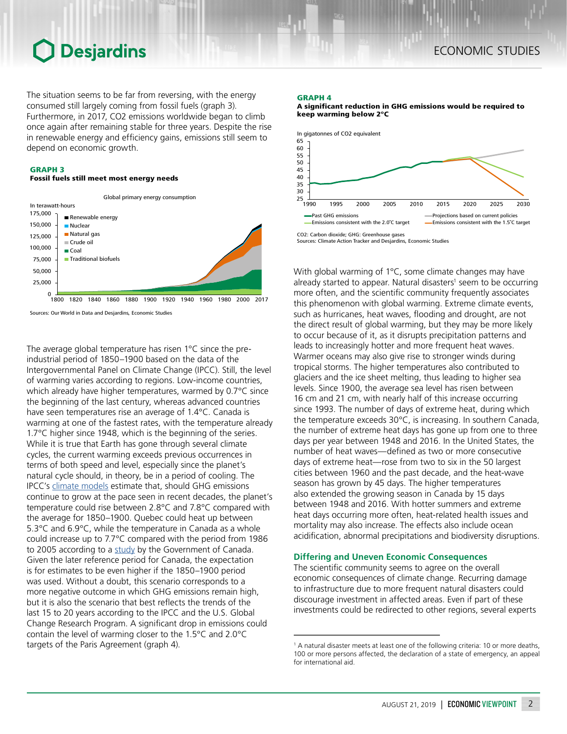The situation seems to be far from reversing, with the energy consumed still largely coming from fossil fuels (graph 3). Furthermore, in 2017, CO2 emissions worldwide began to climb once again after remaining stable for three years. Despite the rise in renewable energy and efficiency gains, emissions still seem to depend on economic growth.

**GRAPH 3**
**Fossil fuels still meet most energy needs**

Global primary energy consumption

In terawatt-hours

Renewable energy, Nuclear, Natural gas, Crude oil, Coal, Traditional biofuels

Sources: Our World in Data and Desjardins, Economic Studies

The average global temperature has risen 1°C since the pre-industrial period of 1850–1900 based on the data of the Intergovernmental Panel on Climate Change (IPCC). Still, the level of warming varies according to regions. Low-income countries, which already have higher temperatures, warmed by 0.7°C since the beginning of the last century, whereas advanced countries have seen temperatures rise an average of 1.4°C. Canada is warming at one of the fastest rates, with the temperature already 1.7°C higher since 1948, which is the beginning of the series. While it is true that Earth has gone through several climate cycles, the current warming exceeds previous occurrences in terms of both speed and level, especially since the planet's natural cycle should, in theory, be in a period of cooling. The IPCC's climate models estimate that, should GHG emissions continue to grow at the pace seen in recent decades, the planet's temperature could rise between 2.8°C and 7.8°C compared with the average for 1850–1900. Quebec could heat up between 5.3°C and 6.9°C, while the temperature in Canada as a whole could increase up to 7.7°C compared with the period from 1986 to 2005 according to a study by the Government of Canada. Given the later reference period for Canada, the expectation is for estimates to be even higher if the 1850–1900 period was used. Without a doubt, this scenario corresponds to a more negative outcome in which GHG emissions remain high, but it is also the scenario that best reflects the trends of the last 15 to 20 years according to the IPCC and the U.S. Global Change Research Program. A significant drop in emissions could contain the level of warming closer to the 1.5°C and 2.0°C targets of the Paris Agreement (graph 4).

**GRAPH 4**
**A significant reduction in GHG emissions would be required to keep warming below 2°C**

In gigatonnes of CO2 equivalent

Past GHG emissions; Emissions consistent with the 2.0°C target; Projections based on current policies; Emissions consistent with the 1.5°C target

CO2: Carbon dioxide; GHG: Greenhouse gases
Sources: Climate Action Tracker and Desjardins, Economic Studies

With global warming of 1°C, some climate changes may have already started to appear. Natural disasters[1] seem to be occurring more often, and the scientific community frequently associates this phenomenon with global warming. Extreme climate events, such as hurricanes, heat waves, flooding and drought, are not the direct result of global warming, but they may be more likely to occur because of it, as it disrupts precipitation patterns and leads to increasingly hotter and more frequent heat waves. Warmer oceans may also give rise to stronger winds during tropical storms. The higher temperatures also contributed to glaciers and the ice sheet melting, thus leading to higher sea levels. Since 1900, the average sea level has risen between 16 cm and 21 cm, with nearly half of this increase occurring since 1993. The number of days of extreme heat, during which the temperature exceeds 30°C, is increasing. In southern Canada, the number of extreme heat days has gone up from one to three days per year between 1948 and 2016. In the United States, the number of heat waves—defined as two or more consecutive days of extreme heat—rose from two to six in the 50 largest cities between 1960 and the past decade, and the heat-wave season has grown by 45 days. The higher temperatures also extended the growing season in Canada by 15 days between 1948 and 2016. With hotter summers and extreme heat days occurring more often, heat-related health issues and mortality may also increase. The effects also include ocean acidification, abnormal precipitations and biodiversity disruptions.

## Differing and Uneven Economic Consequences

The scientific community seems to agree on the overall economic consequences of climate change. Recurring damage to infrastructure due to more frequent natural disasters could discourage investment in affected areas. Even if part of these investments could be redirected to other regions, several experts

[1] A natural disaster meets at least one of the following criteria: 10 or more deaths, 100 or more persons affected, the declaration of a state of emergency, an appeal for international aid.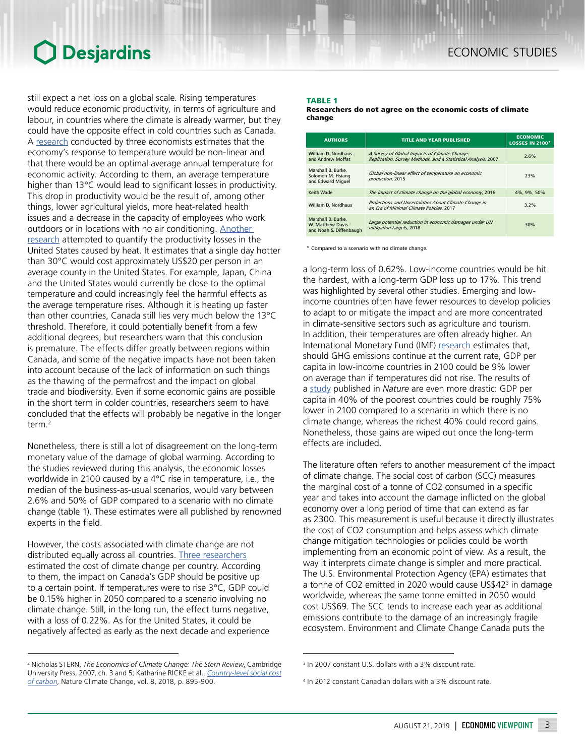still expect a net loss on a global scale. Rising temperatures would reduce economic productivity, in terms of agriculture and labour, in countries where the climate is already warmer, but they could have the opposite effect in cold countries such as Canada. A research conducted by three economists estimates that the economy's response to temperature would be non-linear and that there would be an optimal average annual temperature for economic activity. According to them, an average temperature higher than 13°C would lead to significant losses in productivity. This drop in productivity would be the result of, among other things, lower agricultural yields, more heat-related health issues and a decrease in the capacity of employees who work outdoors or in locations with no air conditioning. Another research attempted to quantify the productivity losses in the United States caused by heat. It estimates that a single day hotter than 30°C would cost approximately US$20 per person in an average county in the United States. For example, Japan, China and the United States would currently be close to the optimal temperature and could increasingly feel the harmful effects as the average temperature rises. Although it is heating up faster than other countries, Canada still lies very much below the 13°C threshold. Therefore, it could potentially benefit from a few additional degrees, but researchers warn that this conclusion is premature. The effects differ greatly between regions within Canada, and some of the negative impacts have not been taken into account because of the lack of information on such things as the thawing of the permafrost and the impact on global trade and biodiversity. Even if some economic gains are possible in the short term in colder countries, researchers seem to have concluded that the effects will probably be negative in the longer term.[2]

Nonetheless, there is still a lot of disagreement on the long-term monetary value of the damage of global warming. According to the studies reviewed during this analysis, the economic losses worldwide in 2100 caused by a 4°C rise in temperature, i.e., the median of the business-as-usual scenarios, would vary between 2.6% and 50% of GDP compared to a scenario with no climate change (table 1). These estimates were all published by renowned experts in the field.

However, the costs associated with climate change are not distributed equally across all countries. Three researchers estimated the cost of climate change per country. According to them, the impact on Canada's GDP should be positive up to a certain point. If temperatures were to rise 3°C, GDP could be 0.15% higher in 2050 compared to a scenario involving no climate change. Still, in the long run, the effect turns negative, with a loss of 0.22%. As for the United States, it could be negatively affected as early as the next decade and experience a long-term loss of 0.62%. Low-income countries would be hit the hardest, with a long-term GDP loss up to 17%. This trend was highlighted by several other studies. Emerging and low-income countries often have fewer resources to develop policies to adapt to or mitigate the impact and are more concentrated in climate-sensitive sectors such as agriculture and tourism. In addition, their temperatures are often already higher. An International Monetary Fund (IMF) research estimates that, should GHG emissions continue at the current rate, GDP per capita in low-income countries in 2100 could be 9% lower on average than if temperatures did not rise. The results of a study published in *Nature* are even more drastic: GDP per capita in 40% of the poorest countries could be roughly 75% lower in 2100 compared to a scenario in which there is no climate change, whereas the richest 40% could record gains. Nonetheless, those gains are wiped out once the long-term effects are included.

The literature often refers to another measurement of the impact of climate change. The social cost of carbon (SCC) measures the marginal cost of a tonne of $CO_2$ consumed in a specific year and takes into account the damage inflicted on the global economy over a long period of time that can extend as far as 2300. This measurement is useful because it directly illustrates the cost of $CO_2$ consumption and helps assess which climate change mitigation technologies or policies could be worth implementing from an economic point of view. As a result, the way it interprets climate change is simpler and more practical. The U.S. Environmental Protection Agency (EPA) estimates that a tonne of $CO_2$ emitted in 2020 would cause US$42[3] in damage worldwide, whereas the same tonne emitted in 2050 would cost US$69. The SCC tends to increase each year as additional emissions contribute to the damage of an increasingly fragile ecosystem. Environment and Climate Change Canada puts the

**TABLE 1**
**Researchers do not agree on the economic costs of climate change**

| AUTHORS | TITLE AND YEAR PUBLISHED | ECONOMIC LOSSES IN 2100* |
|---|---|---|
| William D. Nordhaus and Andrew Moffat | *A Survey of Global Impacts of Climate Change: Replication, Survey Methods, and a Statistical Analysis*, 2007 | 2.6% |
| Marshall B. Burke, Solomon M. Hsiang and Edward Miguel | *Global non-linear effect of temperature on economic production*, 2015 | 23% |
| Keith Wade | *The impact of climate change on the global economy*, 2016 | 4%, 9%, 50% |
| William D. Nordhaus | *Projections and Uncertainties About Climate Change in an Era of Minimal Climate Policies*, 2017 | 3.2% |
| Marshall B. Burke, W. Matthew Davis and Noah S. Diffenbaugh | *Large potential reduction in economic damages under UN mitigation targets*, 2018 | 30% |

\* Compared to a scenario with no climate change.

[2] Nicholas STERN, *The Economics of Climate Change: The Stern Review*, Cambridge University Press, 2007, ch. 3 and 5; Katharine RICKE et al., *Country-level social cost of carbon*, Nature Climate Change, vol. 8, 2018, p. 895-900.

[3] In 2007 constant U.S. dollars with a 3% discount rate.

[4] In 2012 constant Canadian dollars with a 3% discount rate.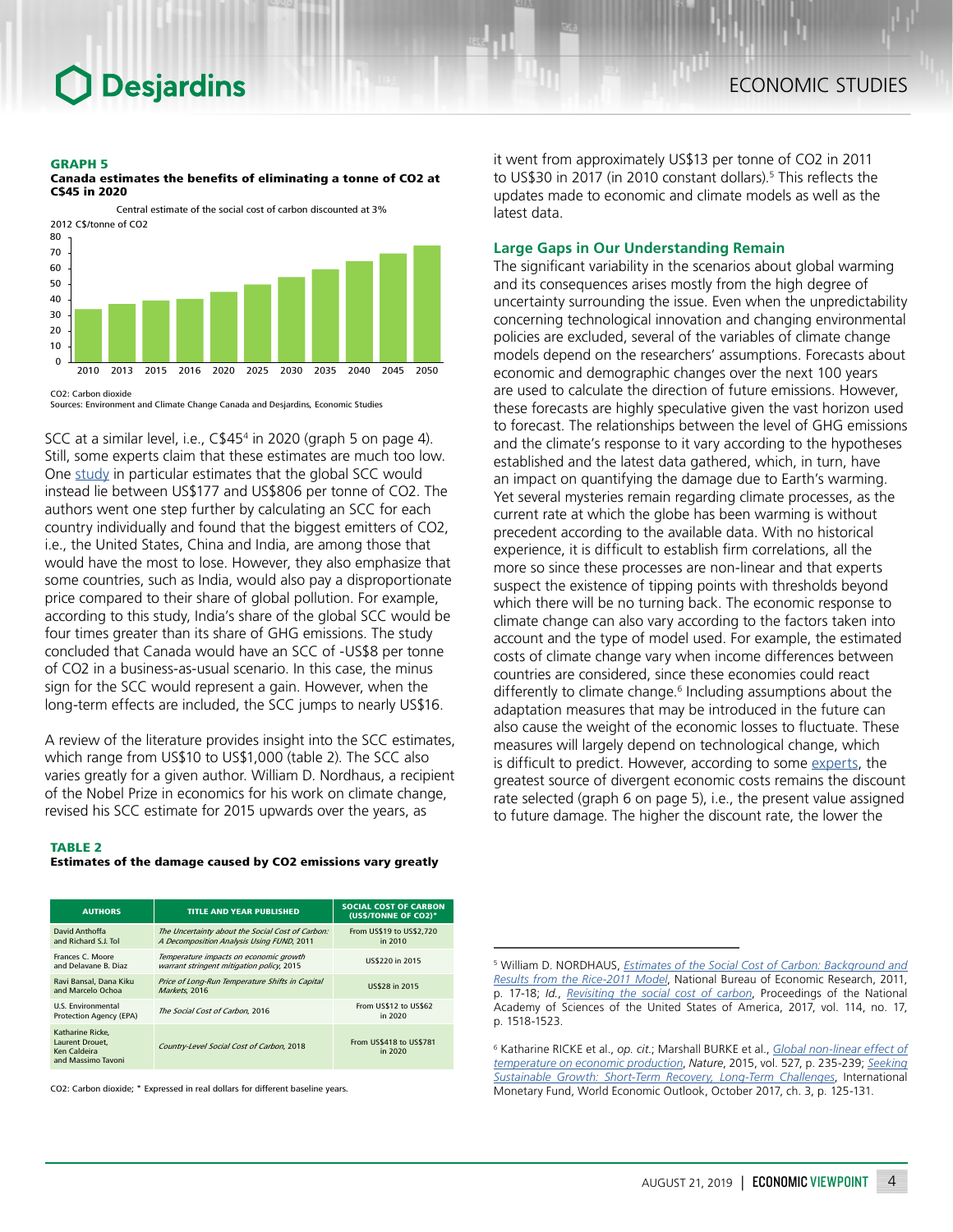**GRAPH 5**
**Canada estimates the benefits of eliminating a tonne of CO2 at C$45 in 2020**

Central estimate of the social cost of carbon discounted at 3%

2012 C$/tonne of CO2

CO2: Carbon dioxide
Sources: Environment and Climate Change Canada and Desjardins, Economic Studies

SCC at a similar level, i.e., C$45[4] in 2020 (graph 5 on page 4). Still, some experts claim that these estimates are much too low. One study in particular estimates that the global SCC would instead lie between US$177 and US$806 per tonne of CO2. The authors went one step further by calculating an SCC for each country individually and found that the biggest emitters of CO2, i.e., the United States, China and India, are among those that would have the most to lose. However, they also emphasize that some countries, such as India, would also pay a disproportionate price compared to their share of global pollution. For example, according to this study, India's share of the global SCC would be four times greater than its share of GHG emissions. The study concluded that Canada would have an SCC of -US$8 per tonne of CO2 in a business-as-usual scenario. In this case, the minus sign for the SCC would represent a gain. However, when the long-term effects are included, the SCC jumps to nearly US$16.

A review of the literature provides insight into the SCC estimates, which range from US$10 to US$1,000 (table 2). The SCC also varies greatly for a given author. William D. Nordhaus, a recipient of the Nobel Prize in economics for his work on climate change, revised his SCC estimate for 2015 upwards over the years, as it went from approximately US$13 per tonne of CO2 in 2011 to US$30 in 2017 (in 2010 constant dollars).[5] This reflects the updates made to economic and climate models as well as the latest data.

**TABLE 2**
**Estimates of the damage caused by CO2 emissions vary greatly**

| AUTHORS | TITLE AND YEAR PUBLISHED | SOCIAL COST OF CARBON (US$/TONNE OF CO2)* |
|---|---|---|
| David Anthoffa and Richard S.J. Tol | *The Uncertainty about the Social Cost of Carbon: A Decomposition Analysis Using FUND*, 2011 | From US$19 to US$2,720 in 2010 |
| Frances C. Moore and Delavane B. Diaz | *Temperature impacts on economic growth warrant stringent mitigation policy*, 2015 | US$220 in 2015 |
| Ravi Bansal, Dana Kiku and Marcelo Ochoa | *Price of Long-Run Temperature Shifts in Capital Markets*, 2016 | US$28 in 2015 |
| U.S. Environmental Protection Agency (EPA) | *The Social Cost of Carbon*, 2016 | From US$12 to US$62 in 2020 |
| Katharine Ricke, Laurent Drouet, Ken Caldeira and Massimo Tavoni | *Country-Level Social Cost of Carbon*, 2018 | From US$418 to US$781 in 2020 |

CO2: Carbon dioxide; * Expressed in real dollars for different baseline years.

## Large Gaps in Our Understanding Remain

The significant variability in the scenarios about global warming and its consequences arises mostly from the high degree of uncertainty surrounding the issue. Even when the unpredictability concerning technological innovation and changing environmental policies are excluded, several of the variables of climate change models depend on the researchers' assumptions. Forecasts about economic and demographic changes over the next 100 years are used to calculate the direction of future emissions. However, these forecasts are highly speculative given the vast horizon used to forecast. The relationships between the level of GHG emissions and the climate's response to it vary according to the hypotheses established and the latest data gathered, which, in turn, have an impact on quantifying the damage due to Earth's warming. Yet several mysteries remain regarding climate processes, as the current rate at which the globe has been warming is without precedent according to the available data. With no historical experience, it is difficult to establish firm correlations, all the more so since these processes are non-linear and that experts suspect the existence of tipping points with thresholds beyond which there will be no turning back. The economic response to climate change can also vary according to the factors taken into account and the type of model used. For example, the estimated costs of climate change vary when income differences between countries are considered, since these economies could react differently to climate change.[6] Including assumptions about the adaptation measures that may be introduced in the future can also cause the weight of the economic losses to fluctuate. These measures will largely depend on technological change, which is difficult to predict. However, according to some experts, the greatest source of divergent economic costs remains the discount rate selected (graph 6 on page 5), i.e., the present value assigned to future damage. The higher the discount rate, the lower the

---

[5] William D. NORDHAUS, *Estimates of the Social Cost of Carbon: Background and Results from the Rice-2011 Model*, National Bureau of Economic Research, 2011, p. 17-18; *Id.*, *Revisiting the social cost of carbon*, Proceedings of the National Academy of Sciences of the United States of America, 2017, vol. 114, no. 17, p. 1518-1523.

[6] Katharine RICKE et al., *op. cit.*; Marshall BURKE et al., *Global non-linear effect of temperature on economic production*, *Nature*, 2015, vol. 527, p. 235-239; *Seeking Sustainable Growth: Short-Term Recovery, Long-Term Challenges*, International Monetary Fund, World Economic Outlook, October 2017, ch. 3, p. 125-131.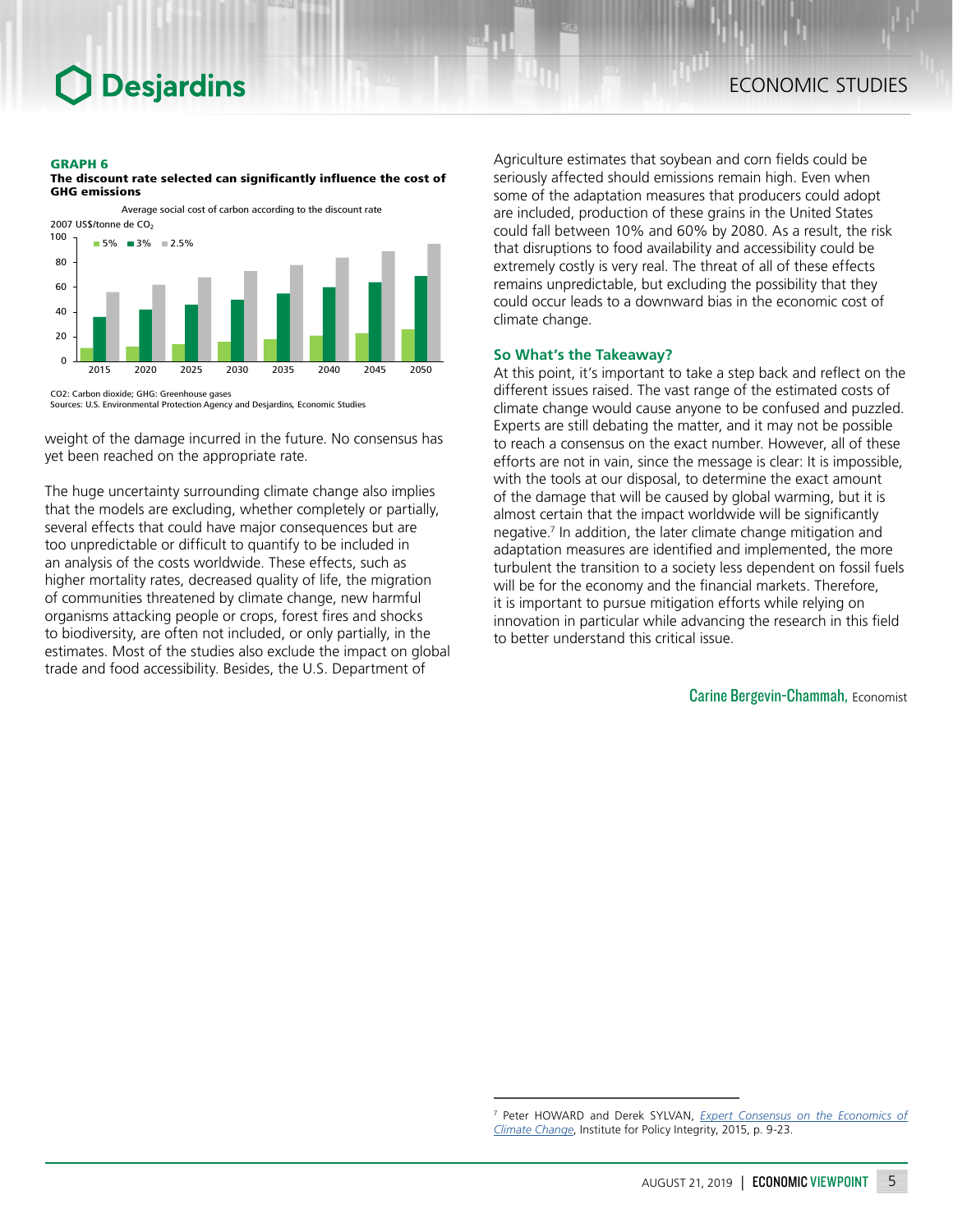**GRAPH 6**

**The discount rate selected can significantly influence the cost of GHG emissions**

Average social cost of carbon according to the discount rate

2007 US$/tonne de $CO_2$

100
80
60
40
20
0

5% 3% 2.5%

2015 2020 2025 2030 2035 2040 2045 2050

CO2: Carbon dioxide; GHG: Greenhouse gases
Sources: U.S. Environmental Protection Agency and Desjardins, Economic Studies

weight of the damage incurred in the future. No consensus has yet been reached on the appropriate rate.

The huge uncertainty surrounding climate change also implies that the models are excluding, whether completely or partially, several effects that could have major consequences but are too unpredictable or difficult to quantify to be included in an analysis of the costs worldwide. These effects, such as higher mortality rates, decreased quality of life, the migration of communities threatened by climate change, new harmful organisms attacking people or crops, forest fires and shocks to biodiversity, are often not included, or only partially, in the estimates. Most of the studies also exclude the impact on global trade and food accessibility. Besides, the U.S. Department of Agriculture estimates that soybean and corn fields could be seriously affected should emissions remain high. Even when some of the adaptation measures that producers could adopt are included, production of these grains in the United States could fall between 10% and 60% by 2080. As a result, the risk that disruptions to food availability and accessibility could be extremely costly is very real. The threat of all of these effects remains unpredictable, but excluding the possibility that they could occur leads to a downward bias in the economic cost of climate change.

### So What's the Takeaway?

At this point, it's important to take a step back and reflect on the different issues raised. The vast range of the estimated costs of climate change would cause anyone to be confused and puzzled. Experts are still debating the matter, and it may not be possible to reach a consensus on the exact number. However, all of these efforts are not in vain, since the message is clear: It is impossible, with the tools at our disposal, to determine the exact amount of the damage that will be caused by global warming, but it is almost certain that the impact worldwide will be significantly negative.[7] In addition, the later climate change mitigation and adaptation measures are identified and implemented, the more turbulent the transition to a society less dependent on fossil fuels will be for the economy and the financial markets. Therefore, it is important to pursue mitigation efforts while relying on innovation in particular while advancing the research in this field to better understand this critical issue.

Carine Bergevin-Chammah, Economist

[7] Peter HOWARD and Derek SYLVAN, *Expert Consensus on the Economics of Climate Change*, Institute for Policy Integrity, 2015, p. 9-23.